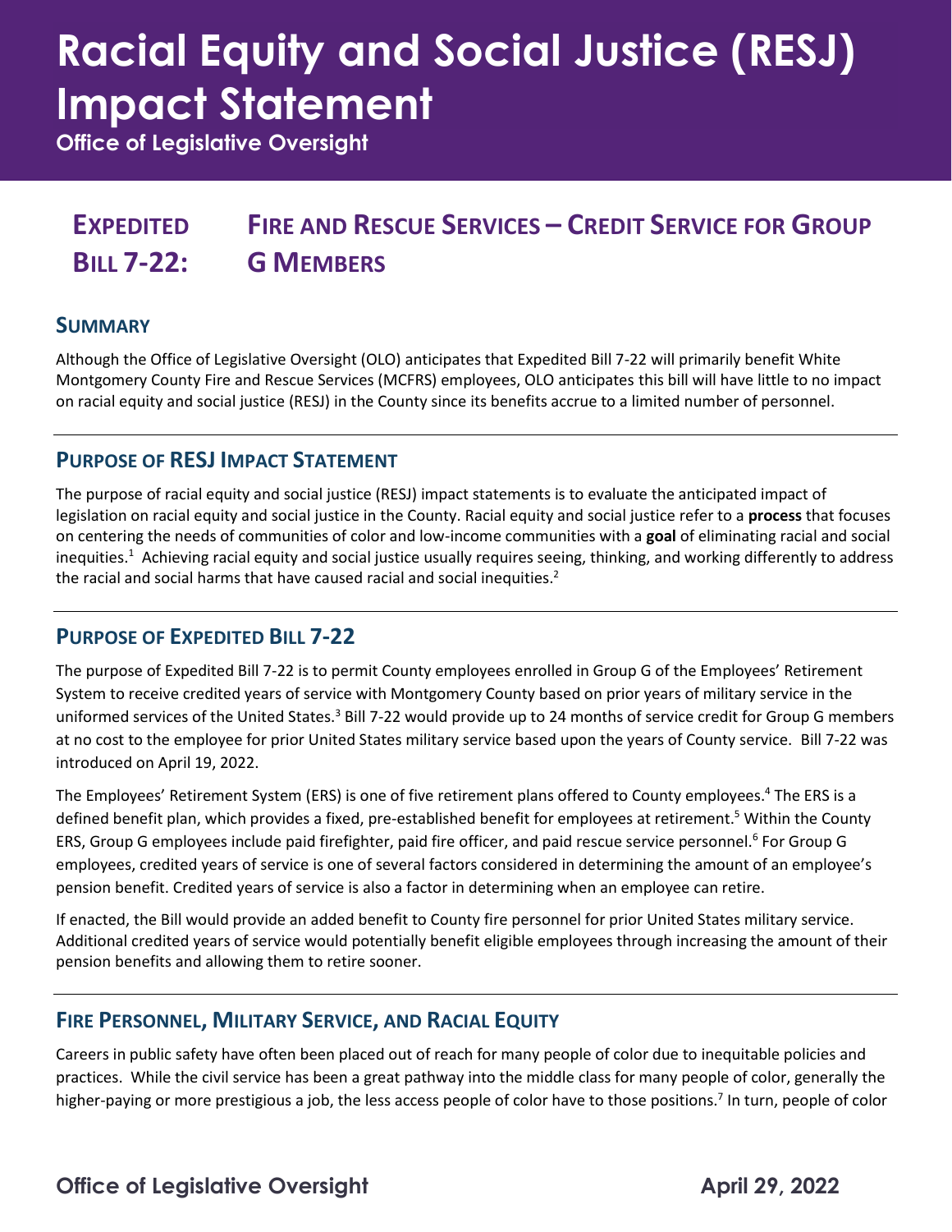# Racial Equity and Social Justice (RESJ) Impact Statement

**Office of Legislative Oversight**

## EXPEDITED BILL 7-22: FIRE AND RESCUE SERVICES – CREDIT SERVICE FOR GROUP G MEMBERS

### SUMMARY

Although the Office of Legislative Oversight (OLO) anticipates that Expedited Bill 7-22 will primarily benefit White Montgomery County Fire and Rescue Services (MCFRS) employees, OLO anticipates this bill will have little to no impact on racial equity and social justice (RESJ) in the County since its benefits accrue to a limited number of personnel.

### PURPOSE OF RESJ IMPACT STATEMENT

The purpose of racial equity and social justice (RESJ) impact statements is to evaluate the anticipated impact of legislation on racial equity and social justice in the County. Racial equity and social justice refer to a **process** that focuses on centering the needs of communities of color and low-income communities with a **goal** of eliminating racial and social inequities.[1] Achieving racial equity and social justice usually requires seeing, thinking, and working differently to address the racial and social harms that have caused racial and social inequities.[2]

### PURPOSE OF EXPEDITED BILL 7-22

The purpose of Expedited Bill 7-22 is to permit County employees enrolled in Group G of the Employees' Retirement System to receive credited years of service with Montgomery County based on prior years of military service in the uniformed services of the United States.[3] Bill 7-22 would provide up to 24 months of service credit for Group G members at no cost to the employee for prior United States military service based upon the years of County service. Bill 7-22 was introduced on April 19, 2022.

The Employees' Retirement System (ERS) is one of five retirement plans offered to County employees.[4] The ERS is a defined benefit plan, which provides a fixed, pre-established benefit for employees at retirement.[5] Within the County ERS, Group G employees include paid firefighter, paid fire officer, and paid rescue service personnel.[6] For Group G employees, credited years of service is one of several factors considered in determining the amount of an employee's pension benefit. Credited years of service is also a factor in determining when an employee can retire.

If enacted, the Bill would provide an added benefit to County fire personnel for prior United States military service. Additional credited years of service would potentially benefit eligible employees through increasing the amount of their pension benefits and allowing them to retire sooner.

### FIRE PERSONNEL, MILITARY SERVICE, AND RACIAL EQUITY

Careers in public safety have often been placed out of reach for many people of color due to inequitable policies and practices. While the civil service has been a great pathway into the middle class for many people of color, generally the higher-paying or more prestigious a job, the less access people of color have to those positions.[7] In turn, people of color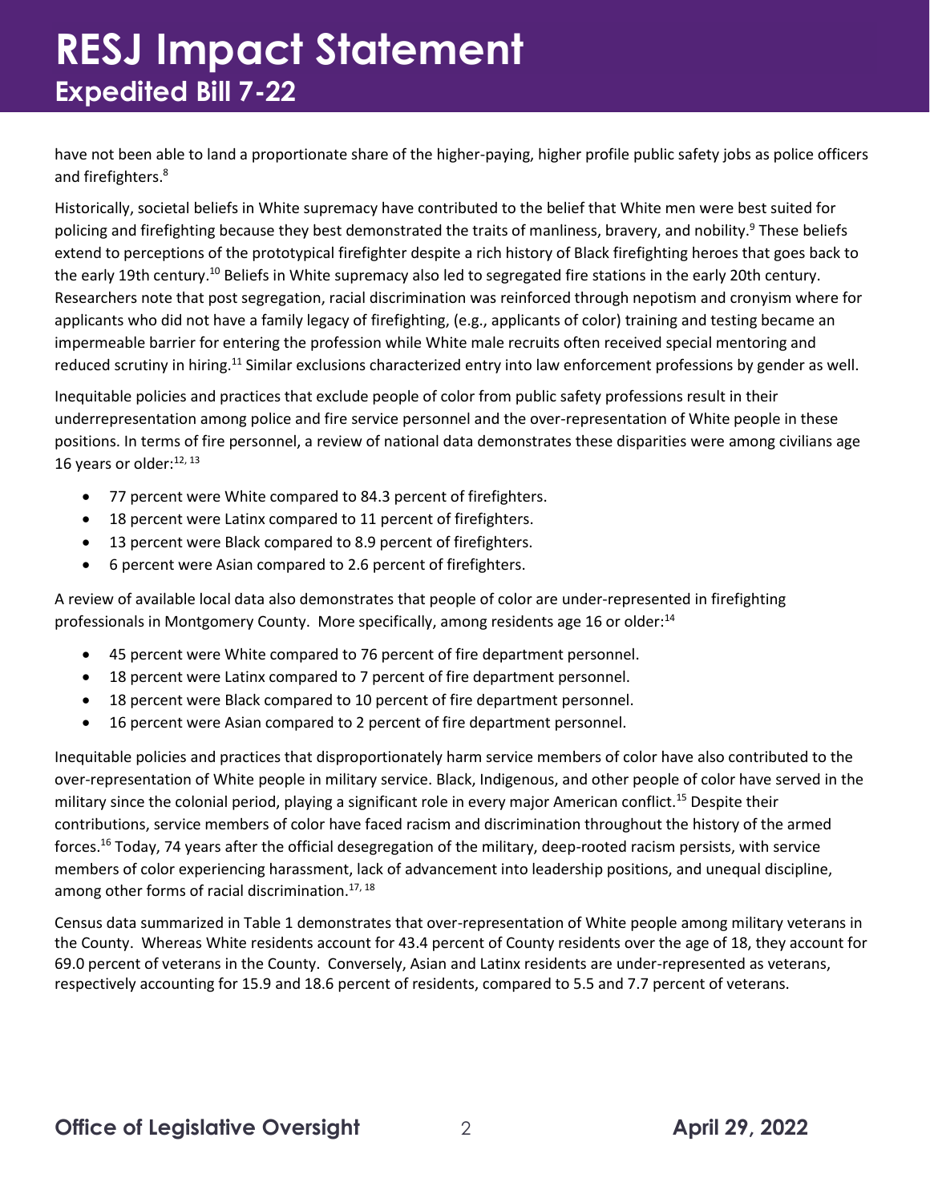have not been able to land a proportionate share of the higher-paying, higher profile public safety jobs as police officers and firefighters.[8]

Historically, societal beliefs in White supremacy have contributed to the belief that White men were best suited for policing and firefighting because they best demonstrated the traits of manliness, bravery, and nobility.[9] These beliefs extend to perceptions of the prototypical firefighter despite a rich history of Black firefighting heroes that goes back to the early 19th century.[10] Beliefs in White supremacy also led to segregated fire stations in the early 20th century. Researchers note that post segregation, racial discrimination was reinforced through nepotism and cronyism where for applicants who did not have a family legacy of firefighting, (e.g., applicants of color) training and testing became an impermeable barrier for entering the profession while White male recruits often received special mentoring and reduced scrutiny in hiring.[11] Similar exclusions characterized entry into law enforcement professions by gender as well.

Inequitable policies and practices that exclude people of color from public safety professions result in their underrepresentation among police and fire service personnel and the over-representation of White people in these positions. In terms of fire personnel, a review of national data demonstrates these disparities were among civilians age 16 years or older:[12, 13]

- 77 percent were White compared to 84.3 percent of firefighters.
- 18 percent were Latinx compared to 11 percent of firefighters.
- 13 percent were Black compared to 8.9 percent of firefighters.
- 6 percent were Asian compared to 2.6 percent of firefighters.

A review of available local data also demonstrates that people of color are under-represented in firefighting professionals in Montgomery County. More specifically, among residents age 16 or older:[14]

- 45 percent were White compared to 76 percent of fire department personnel.
- 18 percent were Latinx compared to 7 percent of fire department personnel.
- 18 percent were Black compared to 10 percent of fire department personnel.
- 16 percent were Asian compared to 2 percent of fire department personnel.

Inequitable policies and practices that disproportionately harm service members of color have also contributed to the over-representation of White people in military service. Black, Indigenous, and other people of color have served in the military since the colonial period, playing a significant role in every major American conflict.[15] Despite their contributions, service members of color have faced racism and discrimination throughout the history of the armed forces.[16] Today, 74 years after the official desegregation of the military, deep-rooted racism persists, with service members of color experiencing harassment, lack of advancement into leadership positions, and unequal discipline, among other forms of racial discrimination.[17, 18]

Census data summarized in Table 1 demonstrates that over-representation of White people among military veterans in the County. Whereas White residents account for 43.4 percent of County residents over the age of 18, they account for 69.0 percent of veterans in the County. Conversely, Asian and Latinx residents are under-represented as veterans, respectively accounting for 15.9 and 18.6 percent of residents, compared to 5.5 and 7.7 percent of veterans.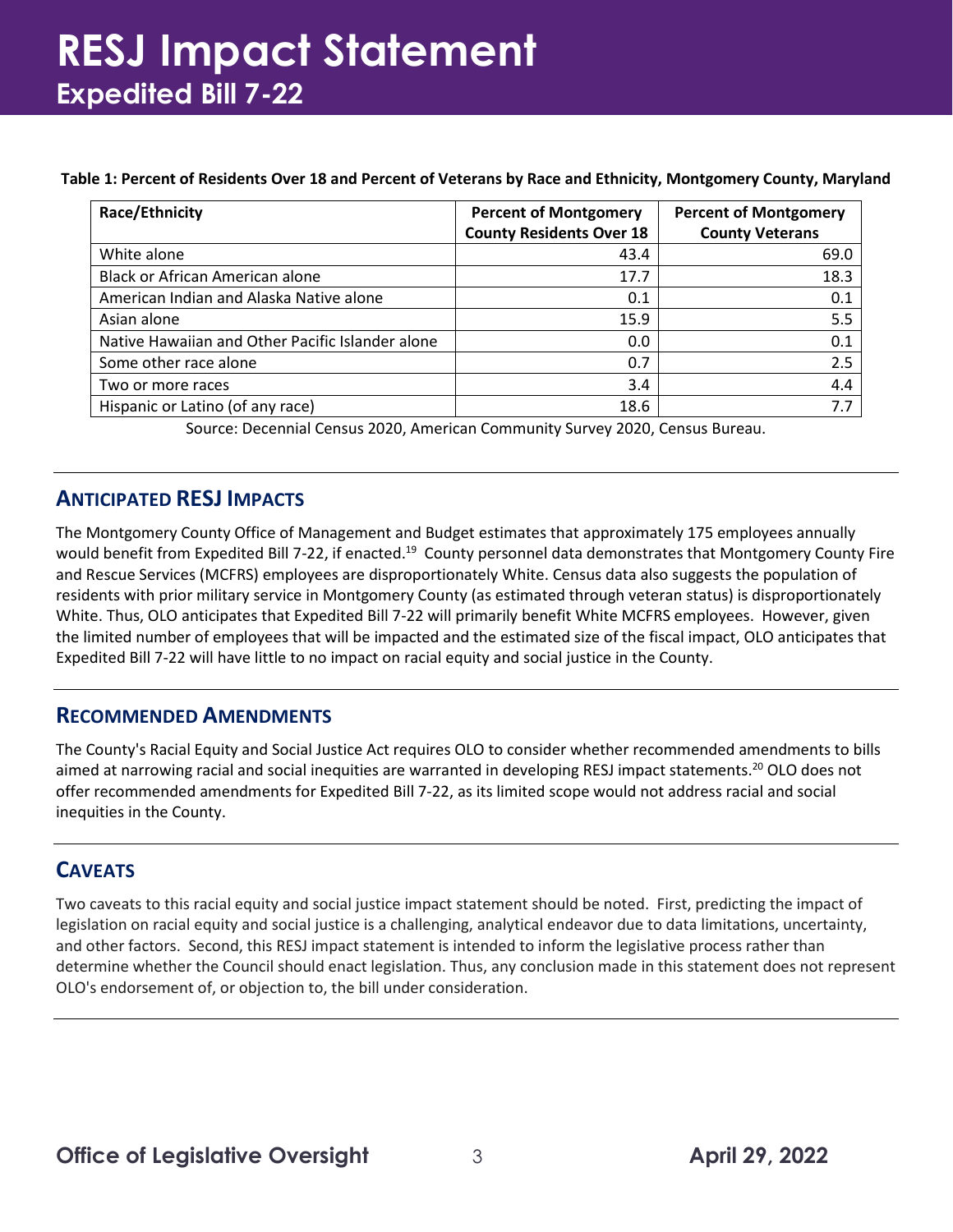**Table 1: Percent of Residents Over 18 and Percent of Veterans by Race and Ethnicity, Montgomery County, Maryland**

| Race/Ethnicity | Percent of Montgomery County Residents Over 18 | Percent of Montgomery County Veterans |
|---|---|---|
| White alone | 43.4 | 69.0 |
| Black or African American alone | 17.7 | 18.3 |
| American Indian and Alaska Native alone | 0.1 | 0.1 |
| Asian alone | 15.9 | 5.5 |
| Native Hawaiian and Other Pacific Islander alone | 0.0 | 0.1 |
| Some other race alone | 0.7 | 2.5 |
| Two or more races | 3.4 | 4.4 |
| Hispanic or Latino (of any race) | 18.6 | 7.7 |

Source: Decennial Census 2020, American Community Survey 2020, Census Bureau.

## ANTICIPATED RESJ IMPACTS

The Montgomery County Office of Management and Budget estimates that approximately 175 employees annually would benefit from Expedited Bill 7-22, if enacted.[19] County personnel data demonstrates that Montgomery County Fire and Rescue Services (MCFRS) employees are disproportionately White. Census data also suggests the population of residents with prior military service in Montgomery County (as estimated through veteran status) is disproportionately White. Thus, OLO anticipates that Expedited Bill 7-22 will primarily benefit White MCFRS employees. However, given the limited number of employees that will be impacted and the estimated size of the fiscal impact, OLO anticipates that Expedited Bill 7-22 will have little to no impact on racial equity and social justice in the County.

## RECOMMENDED AMENDMENTS

The County's Racial Equity and Social Justice Act requires OLO to consider whether recommended amendments to bills aimed at narrowing racial and social inequities are warranted in developing RESJ impact statements.[20] OLO does not offer recommended amendments for Expedited Bill 7-22, as its limited scope would not address racial and social inequities in the County.

## CAVEATS

Two caveats to this racial equity and social justice impact statement should be noted. First, predicting the impact of legislation on racial equity and social justice is a challenging, analytical endeavor due to data limitations, uncertainty, and other factors. Second, this RESJ impact statement is intended to inform the legislative process rather than determine whether the Council should enact legislation. Thus, any conclusion made in this statement does not represent OLO's endorsement of, or objection to, the bill under consideration.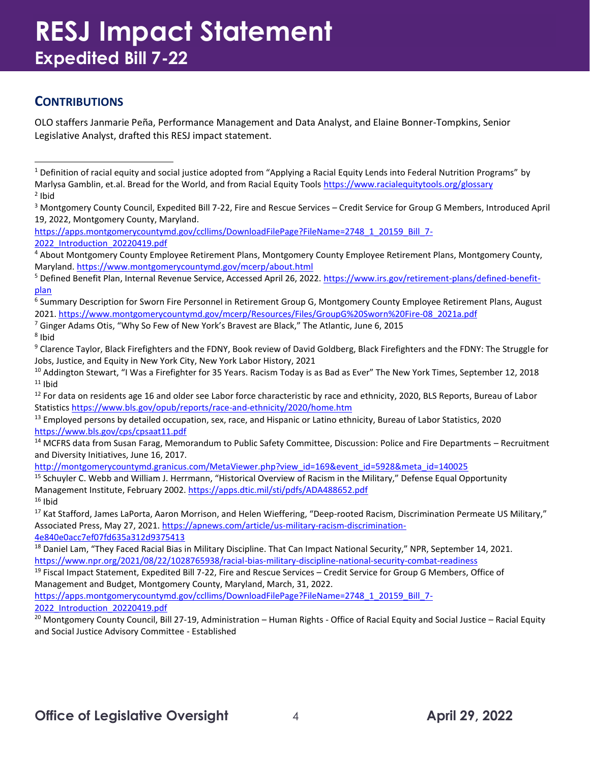## CONTRIBUTIONS

OLO staffers Janmarie Peña, Performance Management and Data Analyst, and Elaine Bonner-Tompkins, Senior Legislative Analyst, drafted this RESJ impact statement.

---

[1] Definition of racial equity and social justice adopted from "Applying a Racial Equity Lends into Federal Nutrition Programs" by Marlysa Gamblin, et.al. Bread for the World, and from Racial Equity Tools https://www.racialequitytools.org/glossary

[2] Ibid

[3] Montgomery County Council, Expedited Bill 7-22, Fire and Rescue Services – Credit Service for Group G Members, Introduced April 19, 2022, Montgomery County, Maryland. https://apps.montgomerycountymd.gov/ccllims/DownloadFilePage?FileName=2748_1_20159_Bill_7-2022_Introduction_20220419.pdf

[4] About Montgomery County Employee Retirement Plans, Montgomery County Employee Retirement Plans, Montgomery County, Maryland. https://www.montgomerycountymd.gov/mcerp/about.html

[5] Defined Benefit Plan, Internal Revenue Service, Accessed April 26, 2022. https://www.irs.gov/retirement-plans/defined-benefit-plan

[6] Summary Description for Sworn Fire Personnel in Retirement Group G, Montgomery County Employee Retirement Plans, August 2021. https://www.montgomerycountymd.gov/mcerp/Resources/Files/GroupG%20Sworn%20Fire-08_2021a.pdf

[7] Ginger Adams Otis, "Why So Few of New York's Bravest are Black," The Atlantic, June 6, 2015

[8] Ibid

[9] Clarence Taylor, Black Firefighters and the FDNY, Book review of David Goldberg, Black Firefighters and the FDNY: The Struggle for Jobs, Justice, and Equity in New York City, New York Labor History, 2021

[10] Addington Stewart, "I Was a Firefighter for 35 Years. Racism Today is as Bad as Ever" The New York Times, September 12, 2018

[11] Ibid

[12] For data on residents age 16 and older see Labor force characteristic by race and ethnicity, 2020, BLS Reports, Bureau of Labor Statistics https://www.bls.gov/opub/reports/race-and-ethnicity/2020/home.htm

[13] Employed persons by detailed occupation, sex, race, and Hispanic or Latino ethnicity, Bureau of Labor Statistics, 2020 https://www.bls.gov/cps/cpsaat11.pdf

[14] MCFRS data from Susan Farag, Memorandum to Public Safety Committee, Discussion: Police and Fire Departments – Recruitment and Diversity Initiatives, June 16, 2017. http://montgomerycountymd.granicus.com/MetaViewer.php?view_id=169&event_id=5928&meta_id=140025

[15] Schuyler C. Webb and William J. Herrmann, "Historical Overview of Racism in the Military," Defense Equal Opportunity Management Institute, February 2002. https://apps.dtic.mil/sti/pdfs/ADA488652.pdf

[16] Ibid

[17] Kat Stafford, James LaPorta, Aaron Morrison, and Helen Wieffering, "Deep-rooted Racism, Discrimination Permeate US Military," Associated Press, May 27, 2021. https://apnews.com/article/us-military-racism-discrimination-4e840e0acc7ef07fd635a312d9375413

[18] Daniel Lam, "They Faced Racial Bias in Military Discipline. That Can Impact National Security," NPR, September 14, 2021. https://www.npr.org/2021/08/22/1028765938/racial-bias-military-discipline-national-security-combat-readiness

[19] Fiscal Impact Statement, Expedited Bill 7-22, Fire and Rescue Services – Credit Service for Group G Members, Office of Management and Budget, Montgomery County, Maryland, March, 31, 2022. https://apps.montgomerycountymd.gov/ccllims/DownloadFilePage?FileName=2748_1_20159_Bill_7-2022_Introduction_20220419.pdf

[20] Montgomery County Council, Bill 27-19, Administration – Human Rights - Office of Racial Equity and Social Justice – Racial Equity and Social Justice Advisory Committee - Established